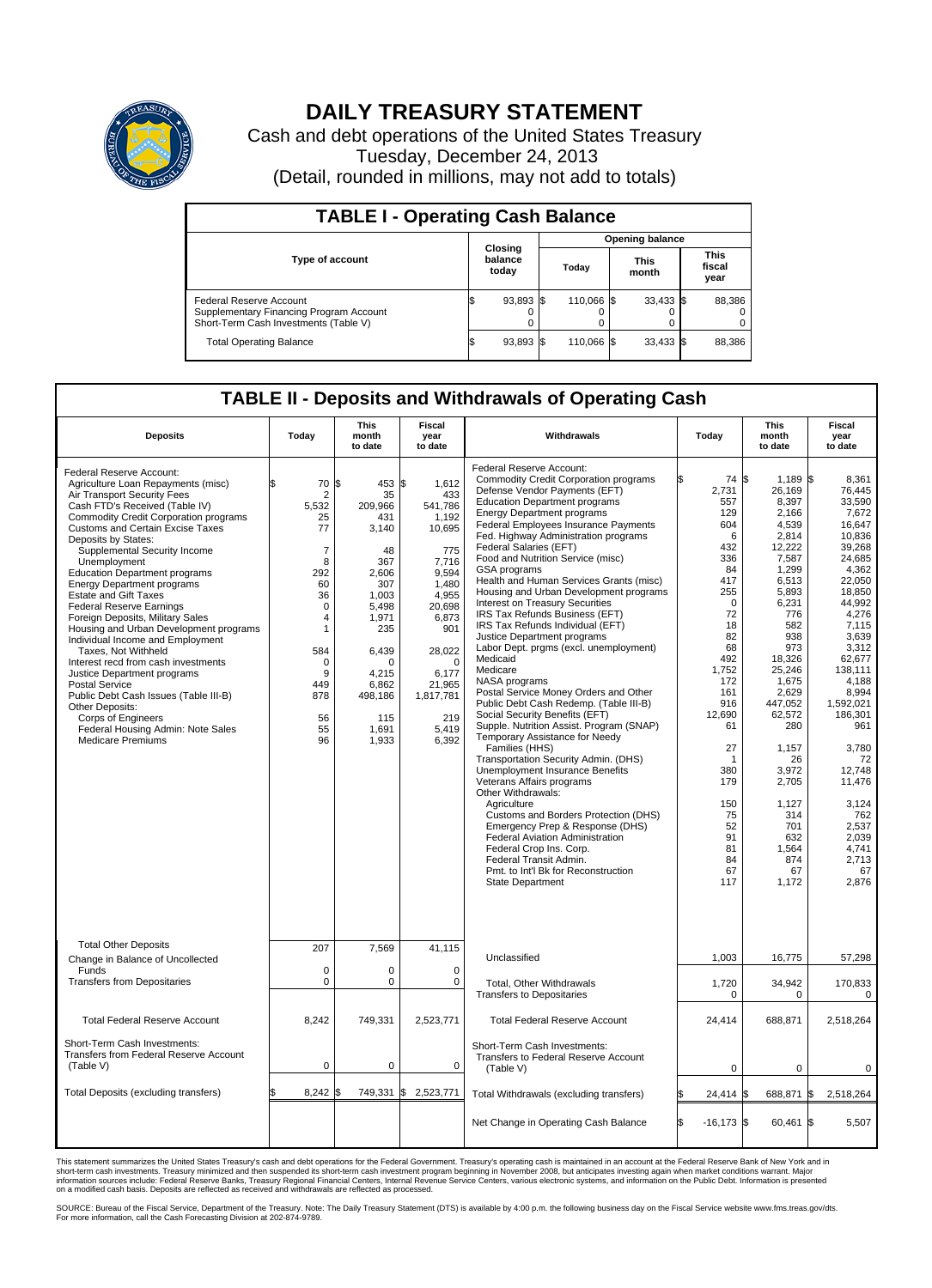# DAILY TREASURY STATEMENT

Cash and debt operations of the United States Treasury
Tuesday, December 24, 2013
(Detail, rounded in millions, may not add to totals)

## TABLE I - Operating Cash Balance

| Type of account | Closing balance today | Opening balance Today | Opening balance This month | Opening balance This fiscal year |
|---|---|---|---|---|
| Federal Reserve Account | $ 93,893 | $ 110,066 | $ 33,433 | $ 88,386 |
| Supplementary Financing Program Account | 0 | 0 | 0 | 0 |
| Short-Term Cash Investments (Table V) | 0 | 0 | 0 | 0 |
| Total Operating Balance | $ 93,893 | $ 110,066 | $ 33,433 | $ 88,386 |

## TABLE II - Deposits and Withdrawals of Operating Cash

| Deposits | Today | This month to date | Fiscal year to date |
|---|---|---|---|
| Federal Reserve Account: | | | |
| Agriculture Loan Repayments (misc) | $ 70 | $ 453 | $ 1,612 |
| Air Transport Security Fees | 2 | 35 | 433 |
| Cash FTD's Received (Table IV) | 5,532 | 209,966 | 541,786 |
| Commodity Credit Corporation programs | 25 | 431 | 1,192 |
| Customs and Certain Excise Taxes | 77 | 3,140 | 10,695 |
| Deposits by States: | | | |
| Supplemental Security Income | 7 | 48 | 775 |
| Unemployment | 8 | 367 | 7,716 |
| Education Department programs | 292 | 2,606 | 9,594 |
| Energy Department programs | 60 | 307 | 1,480 |
| Estate and Gift Taxes | 36 | 1,003 | 4,955 |
| Federal Reserve Earnings | 0 | 5,498 | 20,698 |
| Foreign Deposits, Military Sales | 4 | 1,971 | 6,873 |
| Housing and Urban Development programs | 1 | 235 | 901 |
| Individual Income and Employment Taxes, Not Withheld | 584 | 6,439 | 28,022 |
| Interest recd from cash investments | 0 | 0 | 0 |
| Justice Department programs | 9 | 4,215 | 6,177 |
| Postal Service | 449 | 6,862 | 21,965 |
| Public Debt Cash Issues (Table III-B) | 878 | 498,186 | 1,817,781 |
| Other Deposits: | | | |
| Corps of Engineers | 56 | 115 | 219 |
| Federal Housing Admin: Note Sales | 55 | 1,691 | 5,419 |
| Medicare Premiums | 96 | 1,933 | 6,392 |
| Total Other Deposits | 207 | 7,569 | 41,115 |
| Change in Balance of Uncollected Funds | 0 | 0 | 0 |
| Transfers from Depositaries | 0 | 0 | 0 |
| Total Federal Reserve Account | 8,242 | 749,331 | 2,523,771 |
| Short-Term Cash Investments: Transfers from Federal Reserve Account (Table V) | 0 | 0 | 0 |
| Total Deposits (excluding transfers) | $ 8,242 | $ 749,331 | $ 2,523,771 |

| Withdrawals | Today | This month to date | Fiscal year to date |
|---|---|---|---|
| Federal Reserve Account: | | | |
| Commodity Credit Corporation programs | $ 74 | $ 1,189 | $ 8,361 |
| Defense Vendor Payments (EFT) | 2,731 | 26,169 | 76,445 |
| Education Department programs | 557 | 8,397 | 33,590 |
| Energy Department programs | 129 | 2,166 | 7,672 |
| Federal Employees Insurance Payments | 604 | 4,539 | 16,647 |
| Fed. Highway Administration programs | 6 | 2,814 | 10,836 |
| Federal Salaries (EFT) | 432 | 12,222 | 39,268 |
| Food and Nutrition Service (misc) | 336 | 7,587 | 24,685 |
| GSA programs | 84 | 1,299 | 4,362 |
| Health and Human Services Grants (misc) | 417 | 6,513 | 22,050 |
| Housing and Urban Development programs | 255 | 5,893 | 18,850 |
| Interest on Treasury Securities | 0 | 6,231 | 44,992 |
| IRS Tax Refunds Business (EFT) | 72 | 776 | 4,276 |
| IRS Tax Refunds Individual (EFT) | 18 | 582 | 7,115 |
| Justice Department programs | 82 | 938 | 3,639 |
| Labor Dept. prgms (excl. unemployment) | 68 | 973 | 3,312 |
| Medicaid | 492 | 18,326 | 62,677 |
| Medicare | 1,752 | 25,246 | 138,111 |
| NASA programs | 172 | 1,675 | 4,188 |
| Postal Service Money Orders and Other | 161 | 2,629 | 8,994 |
| Public Debt Cash Redemp. (Table III-B) | 916 | 447,052 | 1,592,021 |
| Social Security Benefits (EFT) | 12,690 | 62,572 | 186,301 |
| Supple. Nutrition Assist. Program (SNAP) | 61 | 280 | 961 |
| Temporary Assistance for Needy Families (HHS) | 27 | 1,157 | 3,780 |
| Transportation Security Admin. (DHS) | 1 | 26 | 72 |
| Unemployment Insurance Benefits | 380 | 3,972 | 12,748 |
| Veterans Affairs programs | 179 | 2,705 | 11,476 |
| Other Withdrawals: | | | |
| Agriculture | 150 | 1,127 | 3,124 |
| Customs and Borders Protection (DHS) | 75 | 314 | 762 |
| Emergency Prep & Response (DHS) | 52 | 701 | 2,537 |
| Federal Aviation Administration | 91 | 632 | 2,039 |
| Federal Crop Ins. Corp. | 81 | 1,564 | 4,741 |
| Federal Transit Admin. | 84 | 874 | 2,713 |
| Pmt. to Int'l Bk for Reconstruction | 67 | 67 | 67 |
| State Department | 117 | 1,172 | 2,876 |
| Unclassified | 1,003 | 16,775 | 57,298 |
| Total, Other Withdrawals | 1,720 | 34,942 | 170,833 |
| Transfers to Depositaries | 0 | 0 | 0 |
| Total Federal Reserve Account | 24,414 | 688,871 | 2,518,264 |
| Short-Term Cash Investments: Transfers to Federal Reserve Account (Table V) | 0 | 0 | 0 |
| Total Withdrawals (excluding transfers) | $ 24,414 | $ 688,871 | $ 2,518,264 |
| Net Change in Operating Cash Balance | $ -16,173 | $ 60,461 | $ 5,507 |

This statement summarizes the United States Treasury's cash and debt operations for the Federal Government. Treasury's operating cash is maintained in an account at the Federal Reserve Bank of New York and in short-term cash investments. Treasury minimized and then suspended its short-term cash investment program beginning in November 2008, but anticipates investing again when market conditions warrant. Major information sources include: Federal Reserve Banks, Treasury Regional Financial Centers, Internal Revenue Service Centers, various electronic systems, and information on the Public Debt. Information is presented on a modified cash basis. Deposits are reflected as received and withdrawals are reflected as processed.

SOURCE: Bureau of the Fiscal Service, Department of the Treasury. Note: The Daily Treasury Statement (DTS) is available by 4:00 p.m. the following business day on the Fiscal Service website www.fms.treas.gov/dts. For more information, call the Cash Forecasting Division at 202-874-9789.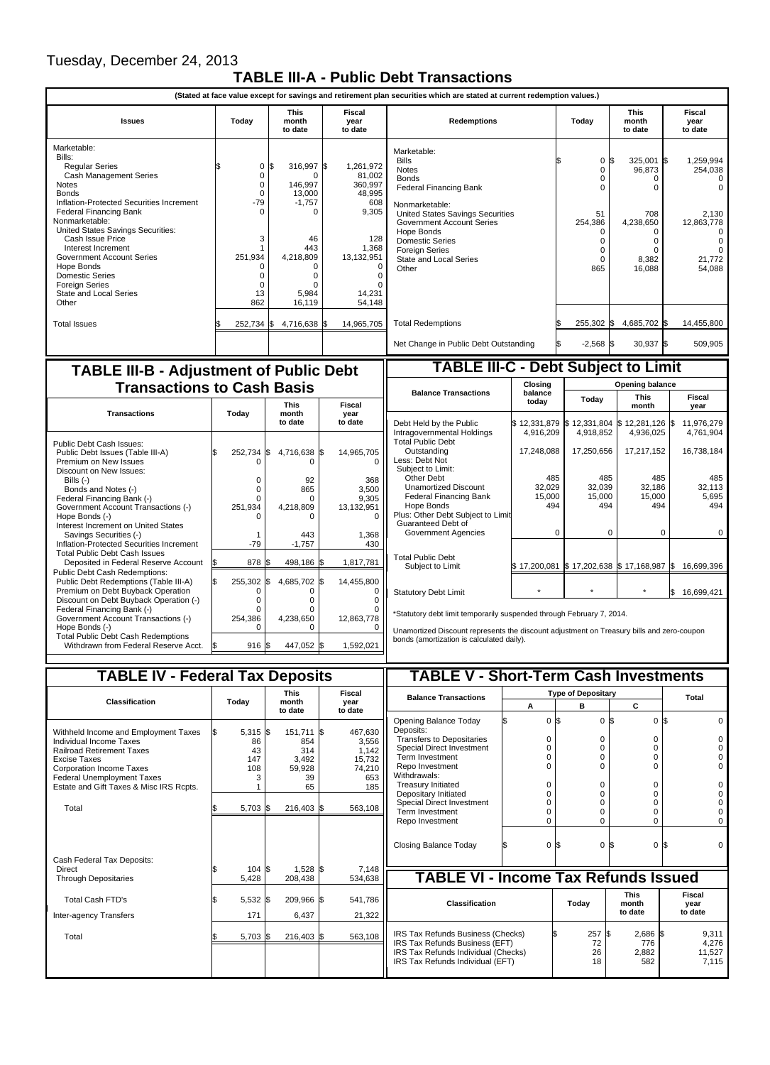Tuesday, December 24, 2013

# TABLE III-A - Public Debt Transactions

(Stated at face value except for savings and retirement plan securities which are stated at current redemption values.)

| Issues | Today | This month to date | Fiscal year to date | Redemptions | Today | This month to date | Fiscal year to date |
|---|---|---|---|---|---|---|---|
| Marketable: | | | | Marketable: | | | |
| Bills: | | | | Bills | $ 0 | $ 325,001 | $ 1,259,994 |
| Regular Series | $ 0 | $ 316,997 | $ 1,261,972 | Notes | 0 | 96,873 | 254,038 |
| Cash Management Series | 0 | 0 | 81,002 | Bonds | 0 | 0 | 0 |
| Notes | 0 | 146,997 | 360,997 | Federal Financing Bank | 0 | 0 | 0 |
| Bonds | 0 | 13,000 | 48,995 | | | | |
| Inflation-Protected Securities Increment | -79 | -1,757 | 608 | Nonmarketable: | | | |
| Federal Financing Bank | 0 | 0 | 9,305 | United States Savings Securities | 51 | 708 | 2,130 |
| Nonmarketable: | | | | Government Account Series | 254,386 | 4,238,650 | 12,863,778 |
| United States Savings Securities: | | | | Hope Bonds | 0 | 0 | 0 |
| Cash Issue Price | 3 | 46 | 128 | Domestic Series | 0 | 0 | 0 |
| Interest Increment | 1 | 443 | 1,368 | Foreign Series | 0 | 0 | 0 |
| Government Account Series | 251,934 | 4,218,809 | 13,132,951 | State and Local Series | 0 | 8,382 | 21,772 |
| Hope Bonds | 0 | 0 | 0 | Other | 865 | 16,088 | 54,088 |
| Domestic Series | 0 | 0 | 0 | | | | |
| Foreign Series | 0 | 0 | 0 | | | | |
| State and Local Series | 13 | 5,984 | 14,231 | | | | |
| Other | 862 | 16,119 | 54,148 | | | | |
| Total Issues | $ 252,734 | $ 4,716,638 | $ 14,965,705 | Total Redemptions | $ 255,302 | $ 4,685,702 | $ 14,455,800 |
| | | | | Net Change in Public Debt Outstanding | $ -2,568 | $ 30,937 | $ 509,905 |

# TABLE III-B - Adjustment of Public Debt Transactions to Cash Basis

| Transactions | Today | This month to date | Fiscal year to date |
|---|---|---|---|
| Public Debt Cash Issues: | | | |
| Public Debt Issues (Table III-A) | $ 252,734 | $ 4,716,638 | $ 14,965,705 |
| Premium on New Issues | 0 | 0 | 0 |
| Discount on New Issues: | | | |
| Bills (-) | 0 | 92 | 368 |
| Bonds and Notes (-) | 0 | 865 | 3,500 |
| Federal Financing Bank (-) | 0 | 0 | 9,305 |
| Government Account Transactions (-) | 251,934 | 4,218,809 | 13,132,951 |
| Hope Bonds (-) | 0 | 0 | 0 |
| Interest Increment on United States Savings Securities (-) | 1 | 443 | 1,368 |
| Inflation-Protected Securities Increment | -79 | -1,757 | 430 |
| Total Public Debt Cash Issues Deposited in Federal Reserve Account | $ 878 | $ 498,186 | $ 1,817,781 |
| Public Debt Cash Redemptions: | | | |
| Public Debt Redemptions (Table III-A) | $ 255,302 | $ 4,685,702 | $ 14,455,800 |
| Premium on Debt Buyback Operation | 0 | 0 | 0 |
| Discount on Debt Buyback Operation (-) | 0 | 0 | 0 |
| Federal Financing Bank (-) | 0 | 0 | 0 |
| Government Account Transactions (-) | 254,386 | 4,238,650 | 12,863,778 |
| Hope Bonds (-) | 0 | 0 | 0 |
| Total Public Debt Cash Redemptions Withdrawn from Federal Reserve Acct. | $ 916 | $ 447,052 | $ 1,592,021 |

# TABLE III-C - Debt Subject to Limit

| Balance Transactions | Closing balance today | Opening balance Today | Opening balance This month | Opening balance Fiscal year |
|---|---|---|---|---|
| Debt Held by the Public | $ 12,331,879 | $ 12,331,804 | $ 12,281,126 | $ 11,976,279 |
| Intragovernmental Holdings | 4,916,209 | 4,918,852 | 4,936,025 | 4,761,904 |
| Total Public Debt Outstanding | 17,248,088 | 17,250,656 | 17,217,152 | 16,738,184 |
| Less: Debt Not Subject to Limit: | | | | |
| Other Debt | 485 | 485 | 485 | 485 |
| Unamortized Discount | 32,029 | 32,039 | 32,186 | 32,113 |
| Federal Financing Bank | 15,000 | 15,000 | 15,000 | 5,695 |
| Hope Bonds | 494 | 494 | 494 | 494 |
| Plus: Other Debt Subject to Limit | | | | |
| Guaranteed Debt of Government Agencies | 0 | 0 | 0 | 0 |
| Total Public Debt Subject to Limit | $ 17,200,081 | $ 17,202,638 | $ 17,168,987 | $ 16,699,396 |
| Statutory Debt Limit | * | * | * | $ 16,699,421 |

*Statutory debt limit temporarily suspended through February 7, 2014.

Unamortized Discount represents the discount adjustment on Treasury bills and zero-coupon bonds (amortization is calculated daily).

# TABLE IV - Federal Tax Deposits

| Classification | Today | This month to date | Fiscal year to date |
|---|---|---|---|
| Withheld Income and Employment Taxes | $ 5,315 | $ 151,711 | $ 467,630 |
| Individual Income Taxes | 86 | 854 | 3,556 |
| Railroad Retirement Taxes | 43 | 314 | 1,142 |
| Excise Taxes | 147 | 3,492 | 15,732 |
| Corporation Income Taxes | 108 | 59,928 | 74,210 |
| Federal Unemployment Taxes | 3 | 39 | 653 |
| Estate and Gift Taxes & Misc IRS Rcpts. | 1 | 65 | 185 |
| Total | $ 5,703 | $ 216,403 | $ 563,108 |
| Cash Federal Tax Deposits: | | | |
| Direct | $ 104 | $ 1,528 | $ 7,148 |
| Through Depositaries | 5,428 | 208,438 | 534,638 |
| Total Cash FTD's | $ 5,532 | $ 209,966 | $ 541,786 |
| Inter-agency Transfers | 171 | 6,437 | 21,322 |
| Total | $ 5,703 | $ 216,403 | $ 563,108 |

# TABLE V - Short-Term Cash Investments

| Balance Transactions | Type of Depositary A | Type of Depositary B | Type of Depositary C | Total |
|---|---|---|---|---|
| Opening Balance Today | $ 0 | $ 0 | $ 0 | $ 0 |
| Deposits: | | | | |
| Transfers to Depositaries | 0 | 0 | 0 | 0 |
| Special Direct Investment | 0 | 0 | 0 | 0 |
| Term Investment | 0 | 0 | 0 | 0 |
| Repo Investment | 0 | 0 | 0 | 0 |
| Withdrawals: | | | | |
| Treasury Initiated | 0 | 0 | 0 | 0 |
| Depositary Initiated | 0 | 0 | 0 | 0 |
| Special Direct Investment | 0 | 0 | 0 | 0 |
| Term Investment | 0 | 0 | 0 | 0 |
| Repo Investment | 0 | 0 | 0 | 0 |
| Closing Balance Today | $ 0 | $ 0 | $ 0 | $ 0 |

# TABLE VI - Income Tax Refunds Issued

| Classification | Today | This month to date | Fiscal year to date |
|---|---|---|---|
| IRS Tax Refunds Business (Checks) | $ 257 | $ 2,686 | $ 9,311 |
| IRS Tax Refunds Business (EFT) | 72 | 776 | 4,276 |
| IRS Tax Refunds Individual (Checks) | 26 | 2,882 | 11,527 |
| IRS Tax Refunds Individual (EFT) | 18 | 582 | 7,115 |